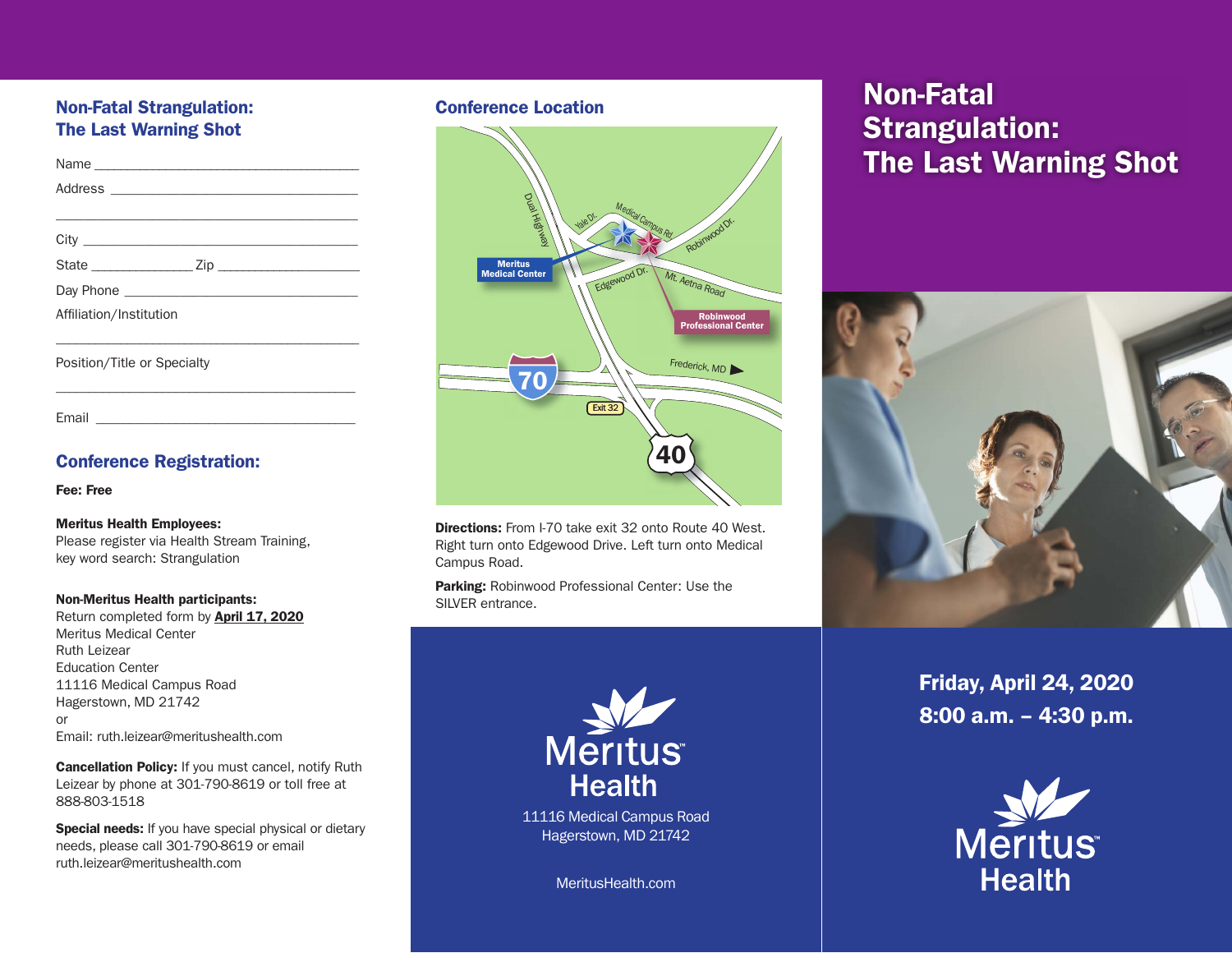## Non-Fatal Strangulation: The Last Warning Shot

Name ____________________________________

Address __________________________________

__________________________________________

City _____________________________________

State _____________ Zip ___________________

Day Phone ________________________________

Affiliation/Institution

__________________________________________

Position/Title or Specialty

__________________________________________

Email ____________________________________

## Conference Registration:

**Fee: Free**

**Meritus Health Employees:**
Please register via Health Stream Training, key word search: Strangulation

**Non-Meritus Health participants:**
Return completed form by **April 17, 2020**
Meritus Medical Center
Ruth Leizear
Education Center
11116 Medical Campus Road
Hagerstown, MD 21742
or
Email: ruth.leizear@meritushealth.com

**Cancellation Policy:** If you must cancel, notify Ruth Leizear by phone at 301-790-8619 or toll free at 888-803-1518

**Special needs:** If you have special physical or dietary needs, please call 301-790-8619 or email ruth.leizear@meritushealth.com

## Conference Location

Meritus Medical Center
Robinwood Professional Center

**Directions:** From I-70 take exit 32 onto Route 40 West. Right turn onto Edgewood Drive. Left turn onto Medical Campus Road.

**Parking:** Robinwood Professional Center: Use the SILVER entrance.

Meritus Health
11116 Medical Campus Road
Hagerstown, MD 21742

MeritusHealth.com

# Non-Fatal Strangulation: The Last Warning Shot

**Friday, April 24, 2020**
**8:00 a.m. – 4:30 p.m.**

Meritus Health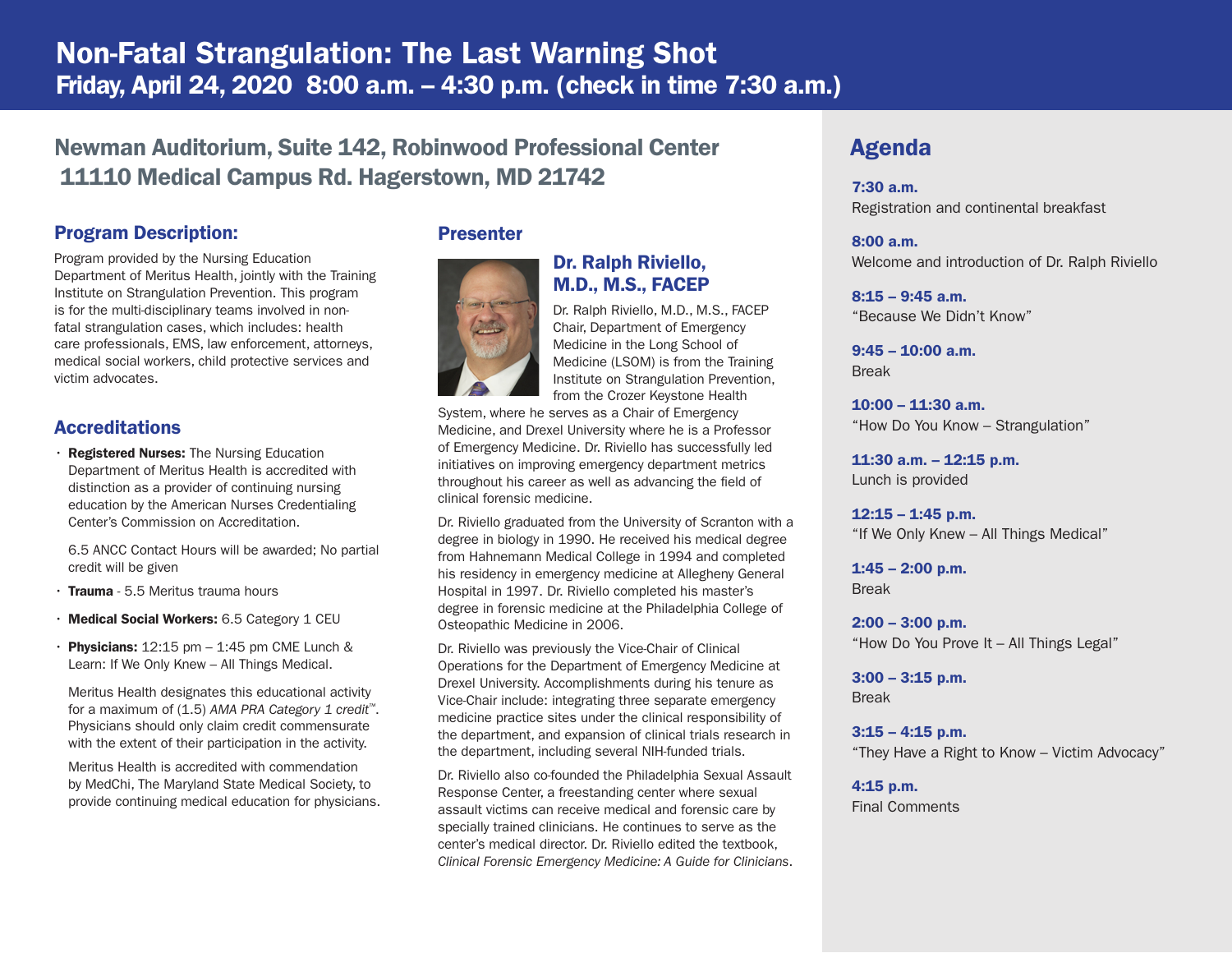# Non-Fatal Strangulation: The Last Warning Shot

## Friday, April 24, 2020 8:00 a.m. – 4:30 p.m. (check in time 7:30 a.m.)

## Newman Auditorium, Suite 142, Robinwood Professional Center
## 11110 Medical Campus Rd. Hagerstown, MD 21742

### Program Description:

Program provided by the Nursing Education Department of Meritus Health, jointly with the Training Institute on Strangulation Prevention. This program is for the multi-disciplinary teams involved in non-fatal strangulation cases, which includes: health care professionals, EMS, law enforcement, attorneys, medical social workers, child protective services and victim advocates.

### Accreditations

- **Registered Nurses:** The Nursing Education Department of Meritus Health is accredited with distinction as a provider of continuing nursing education by the American Nurses Credentialing Center's Commission on Accreditation.

  6.5 ANCC Contact Hours will be awarded; No partial credit will be given
- **Trauma** - 5.5 Meritus trauma hours
- **Medical Social Workers:** 6.5 Category 1 CEU
- **Physicians:** 12:15 pm – 1:45 pm CME Lunch & Learn: If We Only Knew – All Things Medical.

  Meritus Health designates this educational activity for a maximum of (1.5) *AMA PRA Category 1 credit*™. Physicians should only claim credit commensurate with the extent of their participation in the activity.

  Meritus Health is accredited with commendation by MedChi, The Maryland State Medical Society, to provide continuing medical education for physicians.

### Presenter

#### Dr. Ralph Riviello, M.D., M.S., FACEP

Dr. Ralph Riviello, M.D., M.S., FACEP Chair, Department of Emergency Medicine in the Long School of Medicine (LSOM) is from the Training Institute on Strangulation Prevention, from the Crozer Keystone Health System, where he serves as a Chair of Emergency Medicine, and Drexel University where he is a Professor of Emergency Medicine. Dr. Riviello has successfully led initiatives on improving emergency department metrics throughout his career as well as advancing the field of clinical forensic medicine.

Dr. Riviello graduated from the University of Scranton with a degree in biology in 1990. He received his medical degree from Hahnemann Medical College in 1994 and completed his residency in emergency medicine at Allegheny General Hospital in 1997. Dr. Riviello completed his master's degree in forensic medicine at the Philadelphia College of Osteopathic Medicine in 2006.

Dr. Riviello was previously the Vice-Chair of Clinical Operations for the Department of Emergency Medicine at Drexel University. Accomplishments during his tenure as Vice-Chair include: integrating three separate emergency medicine practice sites under the clinical responsibility of the department, and expansion of clinical trials research in the department, including several NIH-funded trials.

Dr. Riviello also co-founded the Philadelphia Sexual Assault Response Center, a freestanding center where sexual assault victims can receive medical and forensic care by specially trained clinicians. He continues to serve as the center's medical director. Dr. Riviello edited the textbook, *Clinical Forensic Emergency Medicine: A Guide for Clinicians*.

## Agenda

**7:30 a.m.**
Registration and continental breakfast

**8:00 a.m.**
Welcome and introduction of Dr. Ralph Riviello

**8:15 – 9:45 a.m.**
"Because We Didn't Know"

**9:45 – 10:00 a.m.**
Break

**10:00 – 11:30 a.m.**
"How Do You Know – Strangulation"

**11:30 a.m. – 12:15 p.m.**
Lunch is provided

**12:15 – 1:45 p.m.**
"If We Only Knew – All Things Medical"

**1:45 – 2:00 p.m.**
Break

**2:00 – 3:00 p.m.**
"How Do You Prove It – All Things Legal"

**3:00 – 3:15 p.m.**
Break

**3:15 – 4:15 p.m.**
"They Have a Right to Know – Victim Advocacy"

**4:15 p.m.**
Final Comments